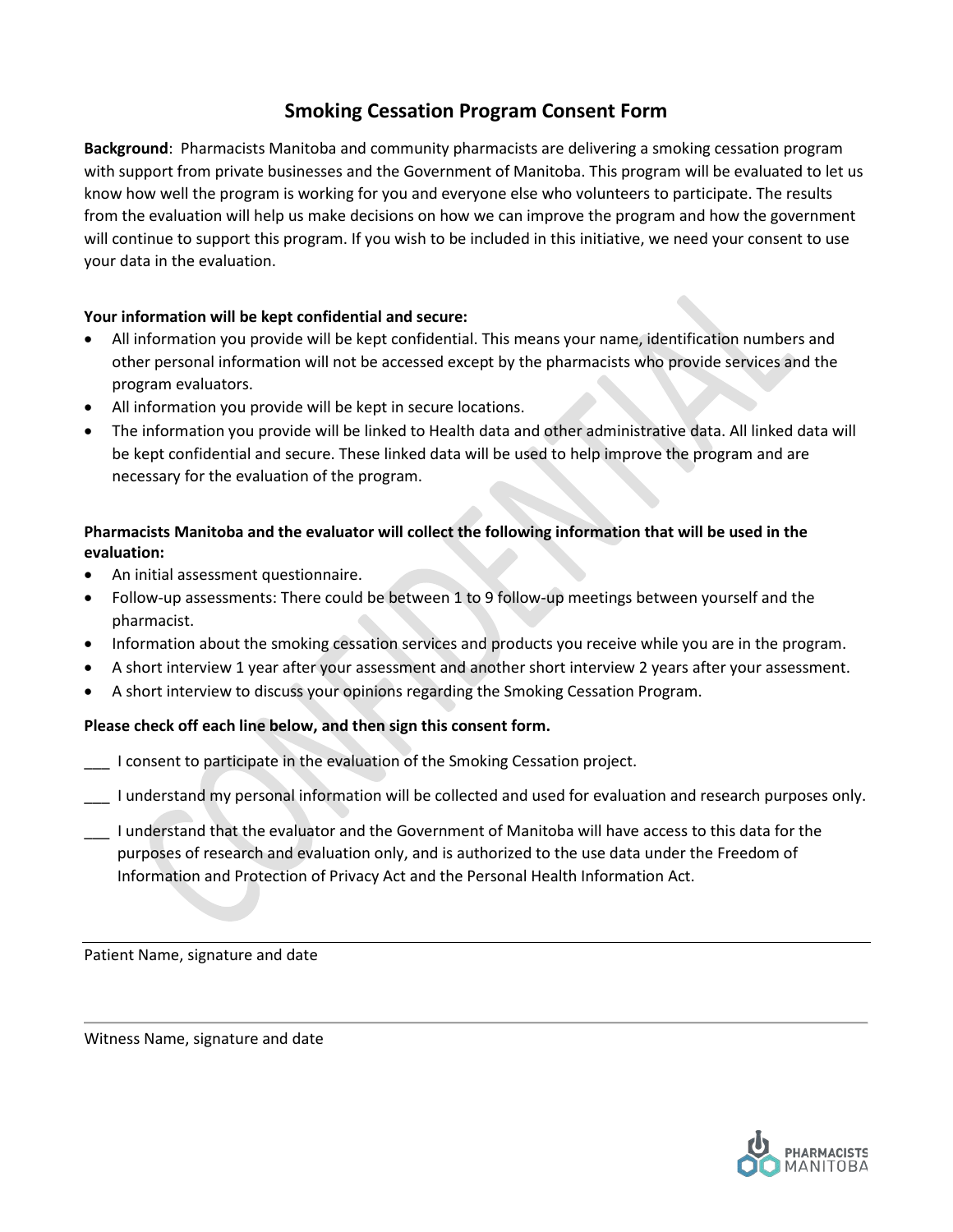# Smoking Cessation Program Consent Form

**Background**: Pharmacists Manitoba and community pharmacists are delivering a smoking cessation program with support from private businesses and the Government of Manitoba. This program will be evaluated to let us know how well the program is working for you and everyone else who volunteers to participate. The results from the evaluation will help us make decisions on how we can improve the program and how the government will continue to support this program. If you wish to be included in this initiative, we need your consent to use your data in the evaluation.

**Your information will be kept confidential and secure:**

- All information you provide will be kept confidential. This means your name, identification numbers and other personal information will not be accessed except by the pharmacists who provide services and the program evaluators.
- All information you provide will be kept in secure locations.
- The information you provide will be linked to Health data and other administrative data. All linked data will be kept confidential and secure. These linked data will be used to help improve the program and are necessary for the evaluation of the program.

**Pharmacists Manitoba and the evaluator will collect the following information that will be used in the evaluation:**

- An initial assessment questionnaire.
- Follow-up assessments: There could be between 1 to 9 follow-up meetings between yourself and the pharmacist.
- Information about the smoking cessation services and products you receive while you are in the program.
- A short interview 1 year after your assessment and another short interview 2 years after your assessment.
- A short interview to discuss your opinions regarding the Smoking Cessation Program.

**Please check off each line below, and then sign this consent form.**

\_\_\_ I consent to participate in the evaluation of the Smoking Cessation project.

\_\_\_ I understand my personal information will be collected and used for evaluation and research purposes only.

\_\_\_ I understand that the evaluator and the Government of Manitoba will have access to this data for the purposes of research and evaluation only, and is authorized to the use data under the Freedom of Information and Protection of Privacy Act and the Personal Health Information Act.

---

Patient Name, signature and date

---

Witness Name, signature and date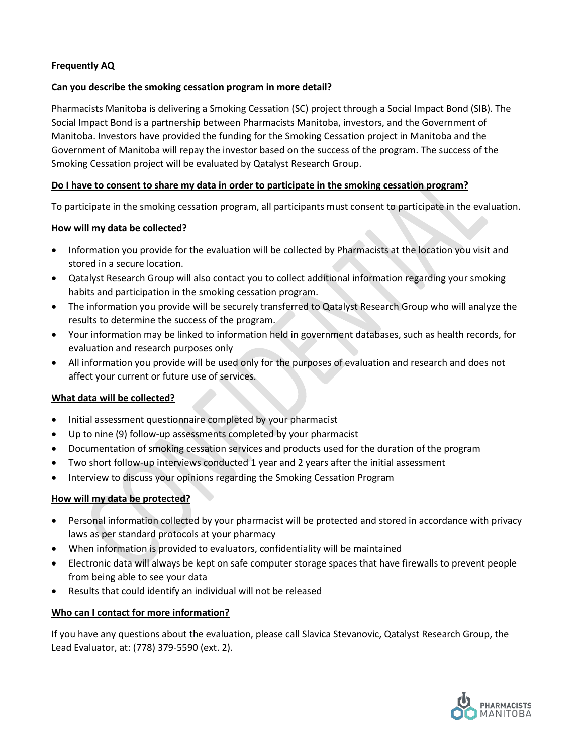**Frequently AQ**

**Can you describe the smoking cessation program in more detail?**

Pharmacists Manitoba is delivering a Smoking Cessation (SC) project through a Social Impact Bond (SIB). The Social Impact Bond is a partnership between Pharmacists Manitoba, investors, and the Government of Manitoba. Investors have provided the funding for the Smoking Cessation project in Manitoba and the Government of Manitoba will repay the investor based on the success of the program. The success of the Smoking Cessation project will be evaluated by Qatalyst Research Group.

**Do I have to consent to share my data in order to participate in the smoking cessation program?**

To participate in the smoking cessation program, all participants must consent to participate in the evaluation.

**How will my data be collected?**

- Information you provide for the evaluation will be collected by Pharmacists at the location you visit and stored in a secure location.
- Qatalyst Research Group will also contact you to collect additional information regarding your smoking habits and participation in the smoking cessation program.
- The information you provide will be securely transferred to Qatalyst Research Group who will analyze the results to determine the success of the program.
- Your information may be linked to information held in government databases, such as health records, for evaluation and research purposes only
- All information you provide will be used only for the purposes of evaluation and research and does not affect your current or future use of services.

**What data will be collected?**

- Initial assessment questionnaire completed by your pharmacist
- Up to nine (9) follow-up assessments completed by your pharmacist
- Documentation of smoking cessation services and products used for the duration of the program
- Two short follow-up interviews conducted 1 year and 2 years after the initial assessment
- Interview to discuss your opinions regarding the Smoking Cessation Program

**How will my data be protected?**

- Personal information collected by your pharmacist will be protected and stored in accordance with privacy laws as per standard protocols at your pharmacy
- When information is provided to evaluators, confidentiality will be maintained
- Electronic data will always be kept on safe computer storage spaces that have firewalls to prevent people from being able to see your data
- Results that could identify an individual will not be released

**Who can I contact for more information?**

If you have any questions about the evaluation, please call Slavica Stevanovic, Qatalyst Research Group, the Lead Evaluator, at: (778) 379-5590 (ext. 2).